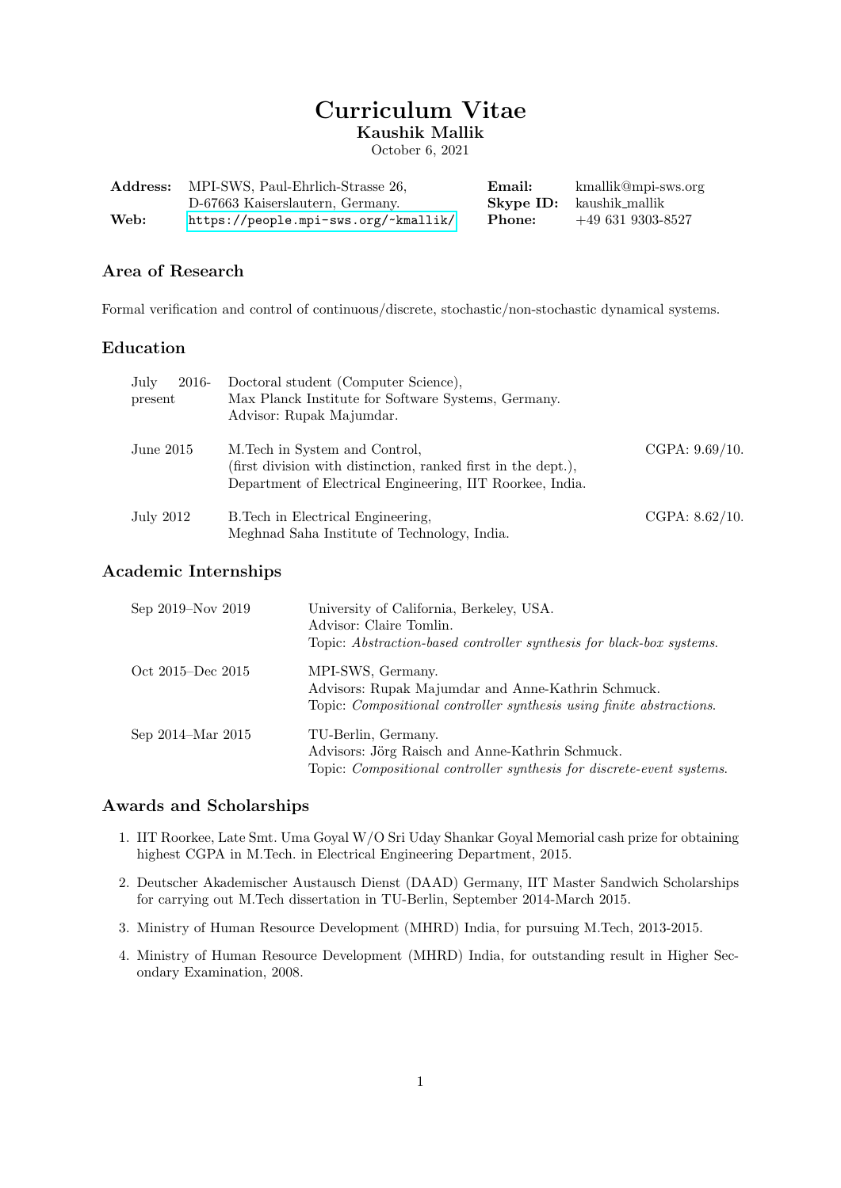# Curriculum Vitae

**Kaushik Mallik**

October 6, 2021

| | | | |
|---|---|---|---|
| **Address:** | MPI-SWS, Paul-Ehrlich-Strasse 26, D-67663 Kaiserslautern, Germany. | **Email:** | kmallik@mpi-sws.org |
| | | **Skype ID:** | kaushik_mallik |
| **Web:** | https://people.mpi-sws.org/~kmallik/ | **Phone:** | +49 631 9303-8527 |

## Area of Research

Formal verification and control of continuous/discrete, stochastic/non-stochastic dynamical systems.

## Education

**July 2016-present**
Doctoral student (Computer Science),
Max Planck Institute for Software Systems, Germany.
Advisor: Rupak Majumdar.

**June 2015**
M.Tech in System and Control, (first division with distinction, ranked first in the dept.),
Department of Electrical Engineering, IIT Roorkee, India. — CGPA: 9.69/10.

**July 2012**
B.Tech in Electrical Engineering,
Meghnad Saha Institute of Technology, India. — CGPA: 8.62/10.

## Academic Internships

**Sep 2019–Nov 2019**
University of California, Berkeley, USA.
Advisor: Claire Tomlin.
Topic: *Abstraction-based controller synthesis for black-box systems*.

**Oct 2015–Dec 2015**
MPI-SWS, Germany.
Advisors: Rupak Majumdar and Anne-Kathrin Schmuck.
Topic: *Compositional controller synthesis using finite abstractions*.

**Sep 2014–Mar 2015**
TU-Berlin, Germany.
Advisors: Jörg Raisch and Anne-Kathrin Schmuck.
Topic: *Compositional controller synthesis for discrete-event systems*.

## Awards and Scholarships

1. IIT Roorkee, Late Smt. Uma Goyal W/O Sri Uday Shankar Goyal Memorial cash prize for obtaining highest CGPA in M.Tech. in Electrical Engineering Department, 2015.
2. Deutscher Akademischer Austausch Dienst (DAAD) Germany, IIT Master Sandwich Scholarships for carrying out M.Tech dissertation in TU-Berlin, September 2014-March 2015.
3. Ministry of Human Resource Development (MHRD) India, for pursuing M.Tech, 2013-2015.
4. Ministry of Human Resource Development (MHRD) India, for outstanding result in Higher Secondary Examination, 2008.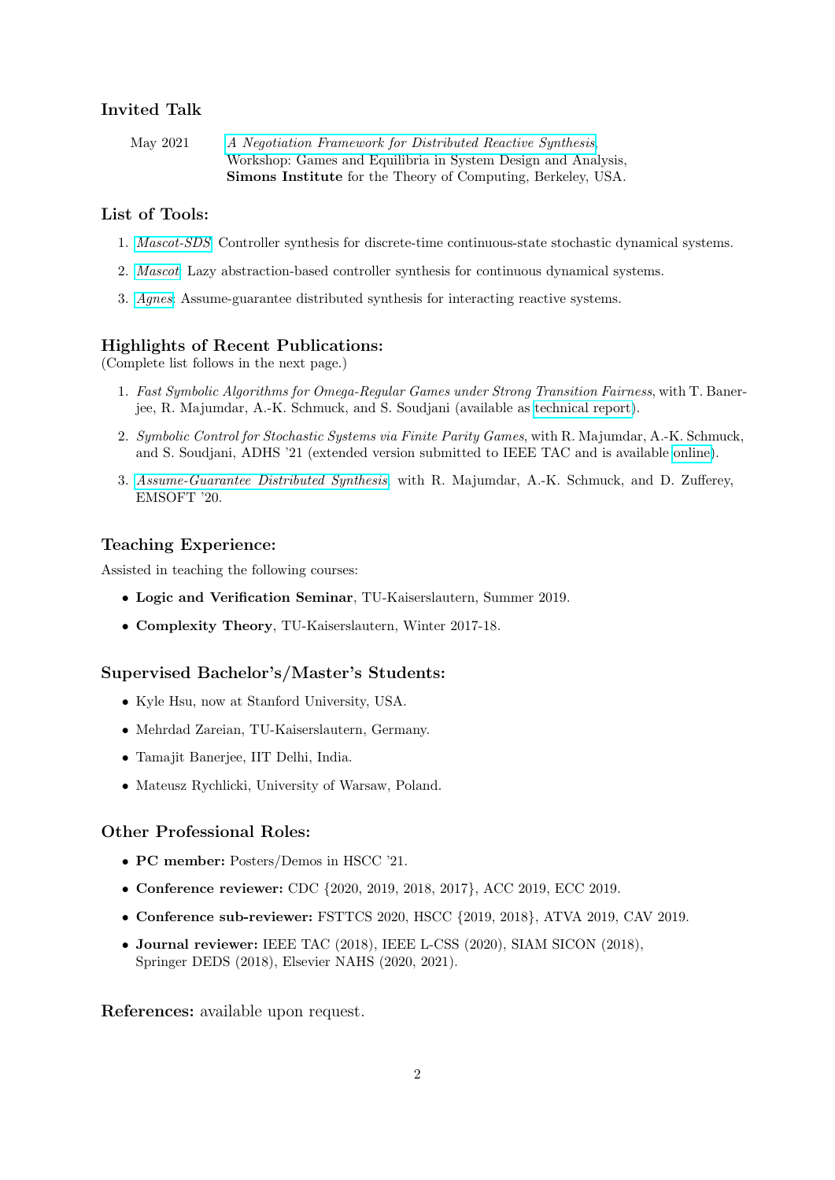## Invited Talk

May 2021 — *A Negotiation Framework for Distributed Reactive Synthesis*, Workshop: Games and Equilibria in System Design and Analysis, **Simons Institute** for the Theory of Computing, Berkeley, USA.

## List of Tools:

1. *Mascot-SDS*: Controller synthesis for discrete-time continuous-state stochastic dynamical systems.
2. *Mascot*: Lazy abstraction-based controller synthesis for continuous dynamical systems.
3. *Agnes*: Assume-guarantee distributed synthesis for interacting reactive systems.

## Highlights of Recent Publications:

(Complete list follows in the next page.)

1. *Fast Symbolic Algorithms for Omega-Regular Games under Strong Transition Fairness*, with T. Banerjee, R. Majumdar, A.-K. Schmuck, and S. Soudjani (available as technical report).
2. *Symbolic Control for Stochastic Systems via Finite Parity Games*, with R. Majumdar, A.-K. Schmuck, and S. Soudjani, ADHS '21 (extended version submitted to IEEE TAC and is available online).
3. *Assume-Guarantee Distributed Synthesis*, with R. Majumdar, A.-K. Schmuck, and D. Zufferey, EMSOFT '20.

## Teaching Experience:

Assisted in teaching the following courses:

- **Logic and Verification Seminar**, TU-Kaiserslautern, Summer 2019.
- **Complexity Theory**, TU-Kaiserslautern, Winter 2017-18.

## Supervised Bachelor's/Master's Students:

- Kyle Hsu, now at Stanford University, USA.
- Mehrdad Zareian, TU-Kaiserslautern, Germany.
- Tamajit Banerjee, IIT Delhi, India.
- Mateusz Rychlicki, University of Warsaw, Poland.

## Other Professional Roles:

- **PC member:** Posters/Demos in HSCC '21.
- **Conference reviewer:** CDC {2020, 2019, 2018, 2017}, ACC 2019, ECC 2019.
- **Conference sub-reviewer:** FSTTCS 2020, HSCC {2019, 2018}, ATVA 2019, CAV 2019.
- **Journal reviewer:** IEEE TAC (2018), IEEE L-CSS (2020), SIAM SICON (2018), Springer DEDS (2018), Elsevier NAHS (2020, 2021).

**References:** available upon request.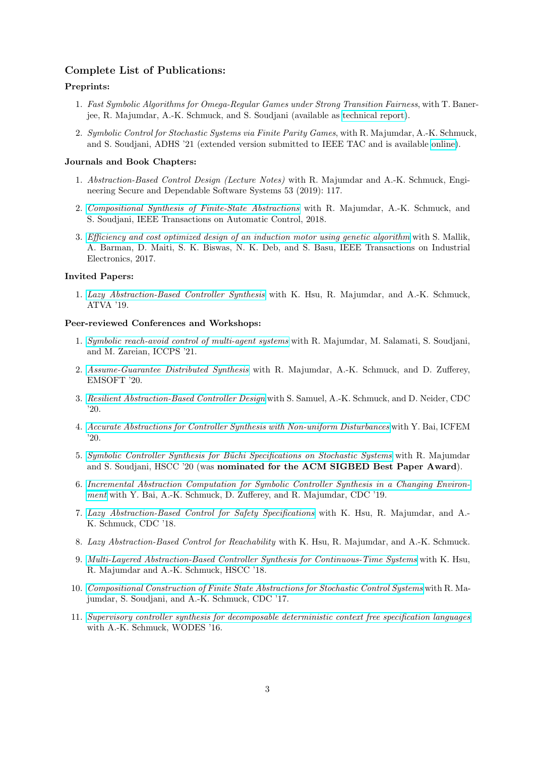### Complete List of Publications:

#### Preprints:

1. *Fast Symbolic Algorithms for Omega-Regular Games under Strong Transition Fairness*, with T. Banerjee, R. Majumdar, A.-K. Schmuck, and S. Soudjani (available as technical report).

2. *Symbolic Control for Stochastic Systems via Finite Parity Games*, with R. Majumdar, A.-K. Schmuck, and S. Soudjani, ADHS '21 (extended version submitted to IEEE TAC and is available online).

#### Journals and Book Chapters:

1. *Abstraction-Based Control Design (Lecture Notes)* with R. Majumdar and A.-K. Schmuck, Engineering Secure and Dependable Software Systems 53 (2019): 117.

2. *Compositional Synthesis of Finite-State Abstractions* with R. Majumdar, A.-K. Schmuck, and S. Soudjani, IEEE Transactions on Automatic Control, 2018.

3. *Efficiency and cost optimized design of an induction motor using genetic algorithm* with S. Mallik, A. Barman, D. Maiti, S. K. Biswas, N. K. Deb, and S. Basu, IEEE Transactions on Industrial Electronics, 2017.

#### Invited Papers:

1. *Lazy Abstraction-Based Controller Synthesis* with K. Hsu, R. Majumdar, and A.-K. Schmuck, ATVA '19.

#### Peer-reviewed Conferences and Workshops:

1. *Symbolic reach-avoid control of multi-agent systems* with R. Majumdar, M. Salamati, S. Soudjani, and M. Zareian, ICCPS '21.

2. *Assume-Guarantee Distributed Synthesis* with R. Majumdar, A.-K. Schmuck, and D. Zufferey, EMSOFT '20.

3. *Resilient Abstraction-Based Controller Design* with S. Samuel, A.-K. Schmuck, and D. Neider, CDC '20.

4. *Accurate Abstractions for Controller Synthesis with Non-uniform Disturbances* with Y. Bai, ICFEM '20.

5. *Symbolic Controller Synthesis for Büchi Specifications on Stochastic Systems* with R. Majumdar and S. Soudjani, HSCC '20 (was **nominated for the ACM SIGBED Best Paper Award**).

6. *Incremental Abstraction Computation for Symbolic Controller Synthesis in a Changing Environment* with Y. Bai, A.-K. Schmuck, D. Zufferey, and R. Majumdar, CDC '19.

7. *Lazy Abstraction-Based Control for Safety Specifications* with K. Hsu, R. Majumdar, and A.-K. Schmuck, CDC '18.

8. *Lazy Abstraction-Based Control for Reachability* with K. Hsu, R. Majumdar, and A.-K. Schmuck.

9. *Multi-Layered Abstraction-Based Controller Synthesis for Continuous-Time Systems* with K. Hsu, R. Majumdar and A.-K. Schmuck, HSCC '18.

10. *Compositional Construction of Finite State Abstractions for Stochastic Control Systems* with R. Majumdar, S. Soudjani, and A.-K. Schmuck, CDC '17.

11. *Supervisory controller synthesis for decomposable deterministic context free specification languages* with A.-K. Schmuck, WODES '16.